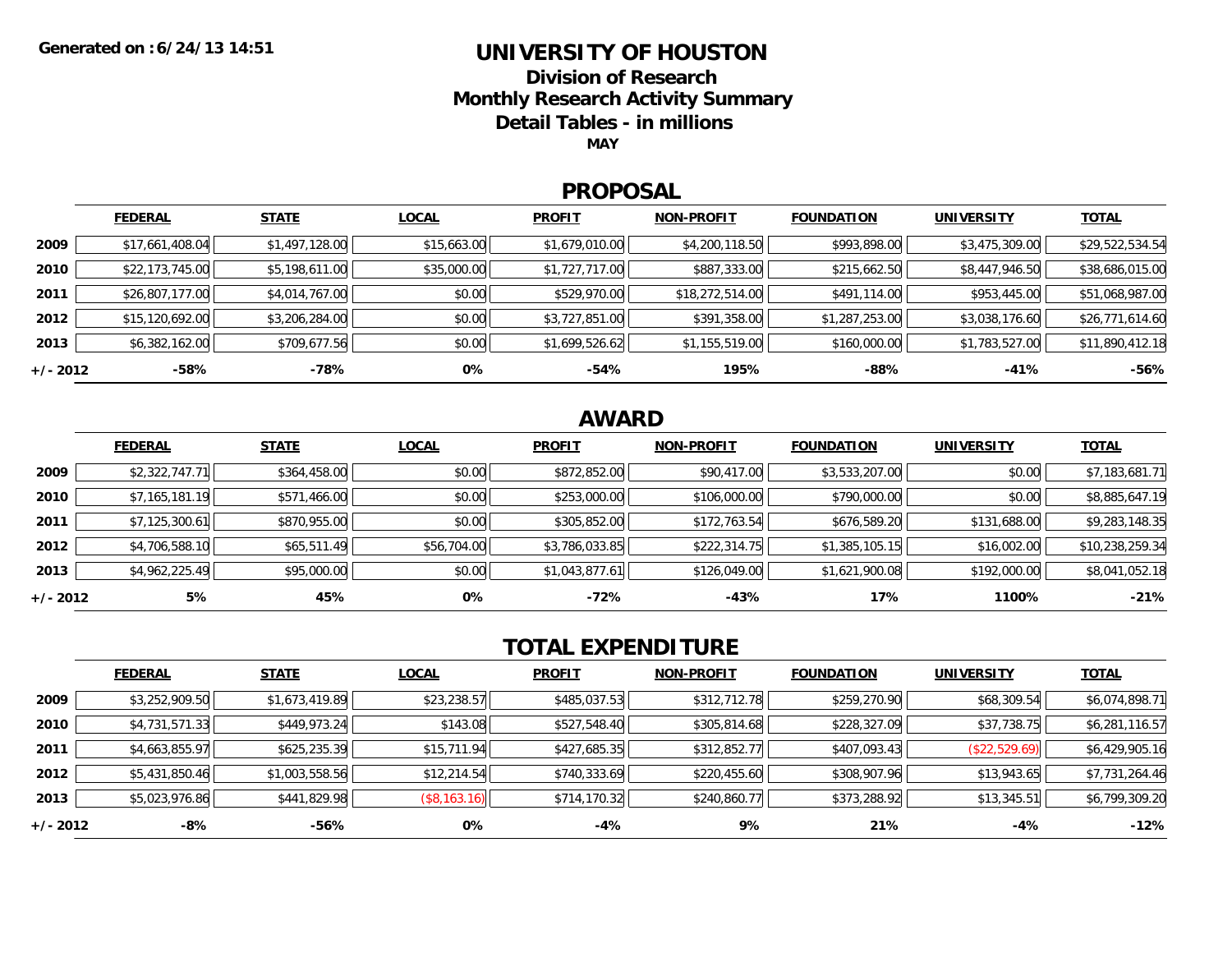Generated on : 6/24/13 14:51

# UNIVERSITY OF HOUSTON

## Division of Research

## Monthly Research Activity Summary

## Detail Tables - in millions

**MAY**

## PROPOSAL

| | FEDERAL | STATE | LOCAL | PROFIT | NON-PROFIT | FOUNDATION | UNIVERSITY | TOTAL |
|---|---|---|---|---|---|---|---|---|
| 2009 | $17,661,408.04 | $1,497,128.00 | $15,663.00 | $1,679,010.00 | $4,200,118.50 | $993,898.00 | $3,475,309.00 | $29,522,534.54 |
| 2010 | $22,173,745.00 | $5,198,611.00 | $35,000.00 | $1,727,717.00 | $887,333.00 | $215,662.50 | $8,447,946.50 | $38,686,015.00 |
| 2011 | $26,807,177.00 | $4,014,767.00 | $0.00 | $529,970.00 | $18,272,514.00 | $491,114.00 | $953,445.00 | $51,068,987.00 |
| 2012 | $15,120,692.00 | $3,206,284.00 | $0.00 | $3,727,851.00 | $391,358.00 | $1,287,253.00 | $3,038,176.60 | $26,771,614.60 |
| 2013 | $6,382,162.00 | $709,677.56 | $0.00 | $1,699,526.62 | $1,155,519.00 | $160,000.00 | $1,783,527.00 | $11,890,412.18 |
| +/- 2012 | -58% | -78% | 0% | -54% | 195% | -88% | -41% | -56% |

## AWARD

| | FEDERAL | STATE | LOCAL | PROFIT | NON-PROFIT | FOUNDATION | UNIVERSITY | TOTAL |
|---|---|---|---|---|---|---|---|---|
| 2009 | $2,322,747.71 | $364,458.00 | $0.00 | $872,852.00 | $90,417.00 | $3,533,207.00 | $0.00 | $7,183,681.71 |
| 2010 | $7,165,181.19 | $571,466.00 | $0.00 | $253,000.00 | $106,000.00 | $790,000.00 | $0.00 | $8,885,647.19 |
| 2011 | $7,125,300.61 | $870,955.00 | $0.00 | $305,852.00 | $172,763.54 | $676,589.20 | $131,688.00 | $9,283,148.35 |
| 2012 | $4,706,588.10 | $65,511.49 | $56,704.00 | $3,786,033.85 | $222,314.75 | $1,385,105.15 | $16,002.00 | $10,238,259.34 |
| 2013 | $4,962,225.49 | $95,000.00 | $0.00 | $1,043,877.61 | $126,049.00 | $1,621,900.08 | $192,000.00 | $8,041,052.18 |
| +/- 2012 | 5% | 45% | 0% | -72% | -43% | 17% | 1100% | -21% |

## TOTAL EXPENDITURE

| | FEDERAL | STATE | LOCAL | PROFIT | NON-PROFIT | FOUNDATION | UNIVERSITY | TOTAL |
|---|---|---|---|---|---|---|---|---|
| 2009 | $3,252,909.50 | $1,673,419.89 | $23,238.57 | $485,037.53 | $312,712.78 | $259,270.90 | $68,309.54 | $6,074,898.71 |
| 2010 | $4,731,571.33 | $449,973.24 | $143.08 | $527,548.40 | $305,814.68 | $228,327.09 | $37,738.75 | $6,281,116.57 |
| 2011 | $4,663,855.97 | $625,235.39 | $15,711.94 | $427,685.35 | $312,852.77 | $407,093.43 | ($22,529.69) | $6,429,905.16 |
| 2012 | $5,431,850.46 | $1,003,558.56 | $12,214.54 | $740,333.69 | $220,455.60 | $308,907.96 | $13,943.65 | $7,731,264.46 |
| 2013 | $5,023,976.86 | $441,829.98 | ($8,163.16) | $714,170.32 | $240,860.77 | $373,288.92 | $13,345.51 | $6,799,309.20 |
| +/- 2012 | -8% | -56% | 0% | -4% | 9% | 21% | -4% | -12% |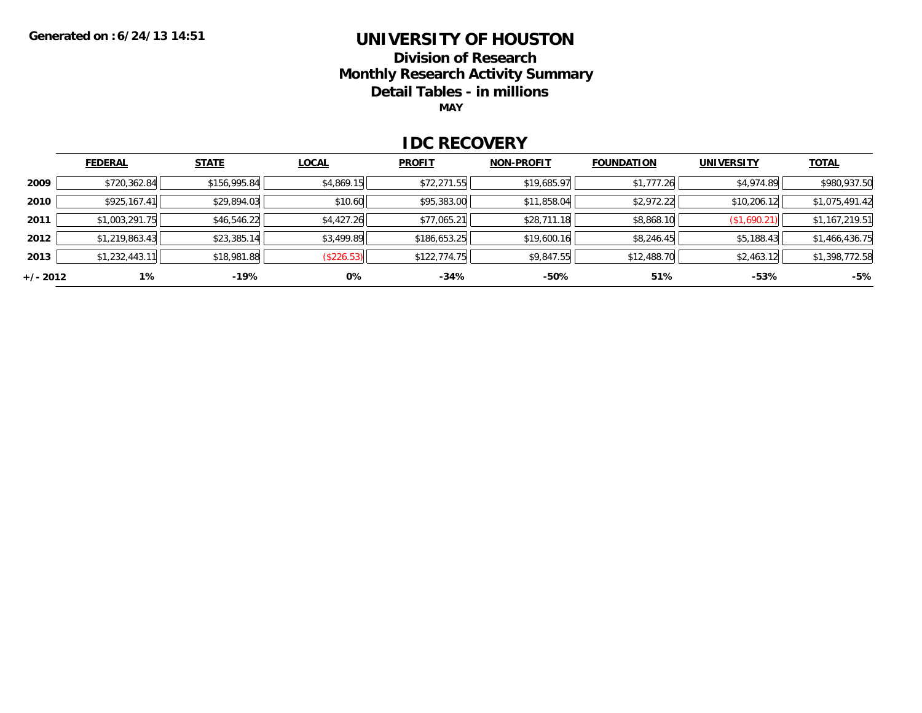**Generated on :6/24/13 14:51**

# UNIVERSITY OF HOUSTON

## Division of Research

## Monthly Research Activity Summary

## Detail Tables - in millions

**MAY**

## IDC RECOVERY

| | FEDERAL | STATE | LOCAL | PROFIT | NON-PROFIT | FOUNDATION | UNIVERSITY | TOTAL |
|---|---|---|---|---|---|---|---|---|
| **2009** | $720,362.84 | $156,995.84 | $4,869.15 | $72,271.55 | $19,685.97 | $1,777.26 | $4,974.89 | $980,937.50 |
| **2010** | $925,167.41 | $29,894.03 | $10.60 | $95,383.00 | $11,858.04 | $2,972.22 | $10,206.12 | $1,075,491.42 |
| **2011** | $1,003,291.75 | $46,546.22 | $4,427.26 | $77,065.21 | $28,711.18 | $8,868.10 | ($1,690.21) | $1,167,219.51 |
| **2012** | $1,219,863.43 | $23,385.14 | $3,499.89 | $186,653.25 | $19,600.16 | $8,246.45 | $5,188.43 | $1,466,436.75 |
| **2013** | $1,232,443.11 | $18,981.88 | ($226.53) | $122,774.75 | $9,847.55 | $12,488.70 | $2,463.12 | $1,398,772.58 |
| **+/- 2012** | **1%** | **-19%** | **0%** | **-34%** | **-50%** | **51%** | **-53%** | **-5%** |